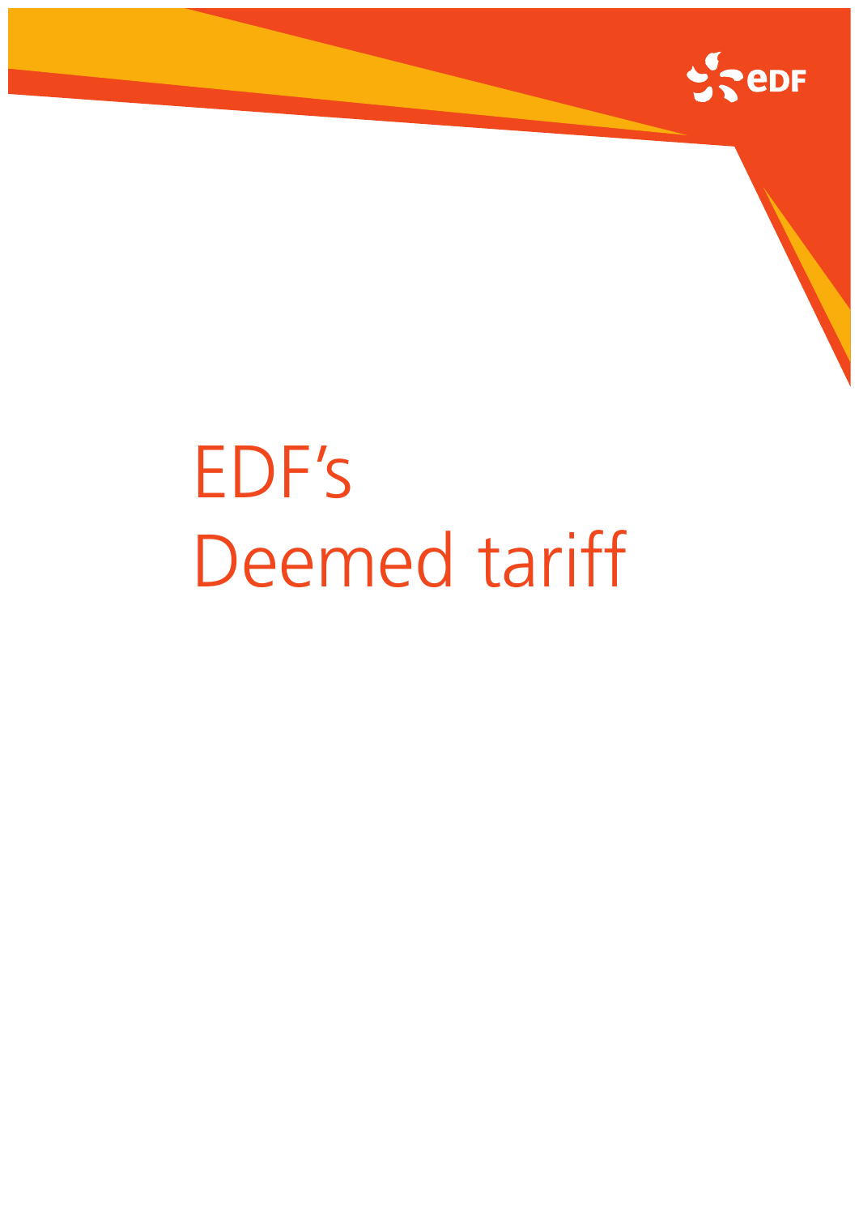# EDF's Deemed tariff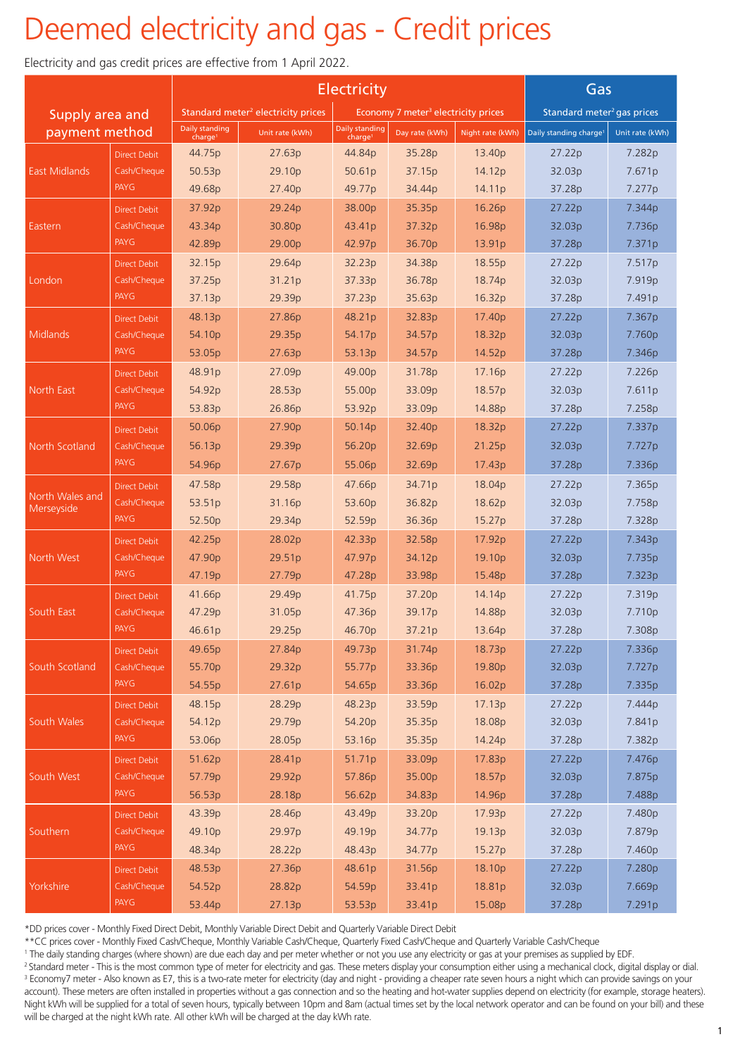# Deemed electricity and gas - Credit prices

Electricity and gas credit prices are effective from 1 April 2022.

| Supply area and payment method | | Electricity | | | | | Gas | |
|---|---|---|---|---|---|---|---|---|
| | | Standard meter[2] electricity prices | | Economy 7 meter[3] electricity prices | | | Standard meter[2] gas prices | |
| | | Daily standing charge[1] | Unit rate (kWh) | Daily standing charge[1] | Day rate (kWh) | Night rate (kWh) | Daily standing charge[1] | Unit rate (kWh) |
| East Midlands | Direct Debit | 44.75p | 27.63p | 44.84p | 35.28p | 13.40p | 27.22p | 7.282p |
| | Cash/Cheque | 50.53p | 29.10p | 50.61p | 37.15p | 14.12p | 32.03p | 7.671p |
| | PAYG | 49.68p | 27.40p | 49.77p | 34.44p | 14.11p | 37.28p | 7.277p |
| Eastern | Direct Debit | 37.92p | 29.24p | 38.00p | 35.35p | 16.26p | 27.22p | 7.344p |
| | Cash/Cheque | 43.34p | 30.80p | 43.41p | 37.32p | 16.98p | 32.03p | 7.736p |
| | PAYG | 42.89p | 29.00p | 42.97p | 36.70p | 13.91p | 37.28p | 7.371p |
| London | Direct Debit | 32.15p | 29.64p | 32.23p | 34.38p | 18.55p | 27.22p | 7.517p |
| | Cash/Cheque | 37.25p | 31.21p | 37.33p | 36.78p | 18.74p | 32.03p | 7.919p |
| | PAYG | 37.13p | 29.39p | 37.23p | 35.63p | 16.32p | 37.28p | 7.491p |
| Midlands | Direct Debit | 48.13p | 27.86p | 48.21p | 32.83p | 17.40p | 27.22p | 7.367p |
| | Cash/Cheque | 54.10p | 29.35p | 54.17p | 34.57p | 18.32p | 32.03p | 7.760p |
| | PAYG | 53.05p | 27.63p | 53.13p | 34.57p | 14.52p | 37.28p | 7.346p |
| North East | Direct Debit | 48.91p | 27.09p | 49.00p | 31.78p | 17.16p | 27.22p | 7.226p |
| | Cash/Cheque | 54.92p | 28.53p | 55.00p | 33.09p | 18.57p | 32.03p | 7.611p |
| | PAYG | 53.83p | 26.86p | 53.92p | 33.09p | 14.88p | 37.28p | 7.258p |
| North Scotland | Direct Debit | 50.06p | 27.90p | 50.14p | 32.40p | 18.32p | 27.22p | 7.337p |
| | Cash/Cheque | 56.13p | 29.39p | 56.20p | 32.69p | 21.25p | 32.03p | 7.727p |
| | PAYG | 54.96p | 27.67p | 55.06p | 32.69p | 17.43p | 37.28p | 7.336p |
| North Wales and Merseyside | Direct Debit | 47.58p | 29.58p | 47.66p | 34.71p | 18.04p | 27.22p | 7.365p |
| | Cash/Cheque | 53.51p | 31.16p | 53.60p | 36.82p | 18.62p | 32.03p | 7.758p |
| | PAYG | 52.50p | 29.34p | 52.59p | 36.36p | 15.27p | 37.28p | 7.328p |
| North West | Direct Debit | 42.25p | 28.02p | 42.33p | 32.58p | 17.92p | 27.22p | 7.343p |
| | Cash/Cheque | 47.90p | 29.51p | 47.97p | 34.12p | 19.10p | 32.03p | 7.735p |
| | PAYG | 47.19p | 27.79p | 47.28p | 33.98p | 15.48p | 37.28p | 7.323p |
| South East | Direct Debit | 41.66p | 29.49p | 41.75p | 37.20p | 14.14p | 27.22p | 7.319p |
| | Cash/Cheque | 47.29p | 31.05p | 47.36p | 39.17p | 14.88p | 32.03p | 7.710p |
| | PAYG | 46.61p | 29.25p | 46.70p | 37.21p | 13.64p | 37.28p | 7.308p |
| South Scotland | Direct Debit | 49.65p | 27.84p | 49.73p | 31.74p | 18.73p | 27.22p | 7.336p |
| | Cash/Cheque | 55.70p | 29.32p | 55.77p | 33.36p | 19.80p | 32.03p | 7.727p |
| | PAYG | 54.55p | 27.61p | 54.65p | 33.36p | 16.02p | 37.28p | 7.335p |
| South Wales | Direct Debit | 48.15p | 28.29p | 48.23p | 33.59p | 17.13p | 27.22p | 7.444p |
| | Cash/Cheque | 54.12p | 29.79p | 54.20p | 35.35p | 18.08p | 32.03p | 7.841p |
| | PAYG | 53.06p | 28.05p | 53.16p | 35.35p | 14.24p | 37.28p | 7.382p |
| South West | Direct Debit | 51.62p | 28.41p | 51.71p | 33.09p | 17.83p | 27.22p | 7.476p |
| | Cash/Cheque | 57.79p | 29.92p | 57.86p | 35.00p | 18.57p | 32.03p | 7.875p |
| | PAYG | 56.53p | 28.18p | 56.62p | 34.83p | 14.96p | 37.28p | 7.488p |
| Southern | Direct Debit | 43.39p | 28.46p | 43.49p | 33.20p | 17.93p | 27.22p | 7.480p |
| | Cash/Cheque | 49.10p | 29.97p | 49.19p | 34.77p | 19.13p | 32.03p | 7.879p |
| | PAYG | 48.34p | 28.22p | 48.43p | 34.77p | 15.27p | 37.28p | 7.460p |
| Yorkshire | Direct Debit | 48.53p | 27.36p | 48.61p | 31.56p | 18.10p | 27.22p | 7.280p |
| | Cash/Cheque | 54.52p | 28.82p | 54.59p | 33.41p | 18.81p | 32.03p | 7.669p |
| | PAYG | 53.44p | 27.13p | 53.53p | 33.41p | 15.08p | 37.28p | 7.291p |

*DD prices cover - Monthly Fixed Direct Debit, Monthly Variable Direct Debit and Quarterly Variable Direct Debit

**CC prices cover - Monthly Fixed Cash/Cheque, Monthly Variable Cash/Cheque, Quarterly Fixed Cash/Cheque and Quarterly Variable Cash/Cheque

[1] The daily standing charges (where shown) are due each day and per meter whether or not you use any electricity or gas at your premises as supplied by EDF.

[2] Standard meter - This is the most common type of meter for electricity and gas. These meters display your consumption either using a mechanical clock, digital display or dial.

[3] Economy7 meter - Also known as E7, this is a two-rate meter for electricity (day and night - providing a cheaper rate seven hours a night which can provide savings on your account). These meters are often installed in properties without a gas connection and so the heating and hot-water supplies depend on electricity (for example, storage heaters). Night kWh will be supplied for a total of seven hours, typically between 10pm and 8am (actual times set by the local network operator and can be found on your bill) and these will be charged at the night kWh rate. All other kWh will be charged at the day kWh rate.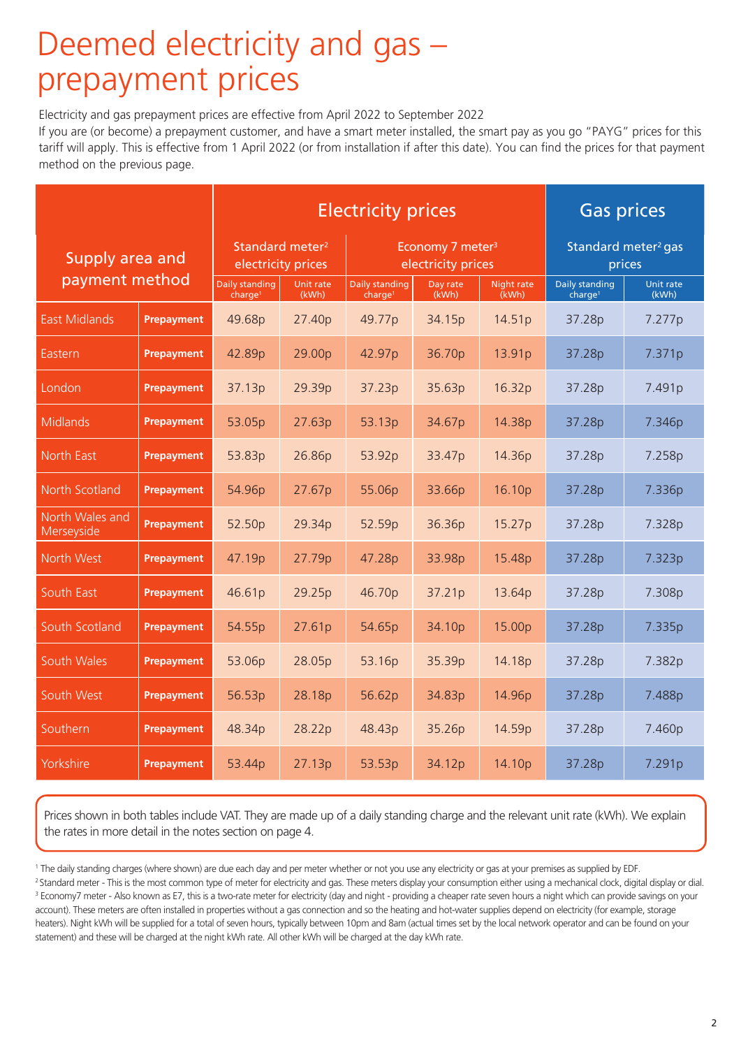# Deemed electricity and gas – prepayment prices

Electricity and gas prepayment prices are effective from April 2022 to September 2022

If you are (or become) a prepayment customer, and have a smart meter installed, the smart pay as you go "PAYG" prices for this tariff will apply. This is effective from 1 April 2022 (or from installation if after this date). You can find the prices for that payment method on the previous page.

| Supply area and payment method | | Electricity prices | | | | | Gas prices | |
|---|---|---|---|---|---|---|---|---|
| | | Standard meter[2] electricity prices | | Economy 7 meter[3] electricity prices | | | Standard meter[2] gas prices | |
| | | Daily standing charge[1] | Unit rate (kWh) | Daily standing charge[1] | Day rate (kWh) | Night rate (kWh) | Daily standing charge[1] | Unit rate (kWh) |
| East Midlands | Prepayment | 49.68p | 27.40p | 49.77p | 34.15p | 14.51p | 37.28p | 7.277p |
| Eastern | Prepayment | 42.89p | 29.00p | 42.97p | 36.70p | 13.91p | 37.28p | 7.371p |
| London | Prepayment | 37.13p | 29.39p | 37.23p | 35.63p | 16.32p | 37.28p | 7.491p |
| Midlands | Prepayment | 53.05p | 27.63p | 53.13p | 34.67p | 14.38p | 37.28p | 7.346p |
| North East | Prepayment | 53.83p | 26.86p | 53.92p | 33.47p | 14.36p | 37.28p | 7.258p |
| North Scotland | Prepayment | 54.96p | 27.67p | 55.06p | 33.66p | 16.10p | 37.28p | 7.336p |
| North Wales and Merseyside | Prepayment | 52.50p | 29.34p | 52.59p | 36.36p | 15.27p | 37.28p | 7.328p |
| North West | Prepayment | 47.19p | 27.79p | 47.28p | 33.98p | 15.48p | 37.28p | 7.323p |
| South East | Prepayment | 46.61p | 29.25p | 46.70p | 37.21p | 13.64p | 37.28p | 7.308p |
| South Scotland | Prepayment | 54.55p | 27.61p | 54.65p | 34.10p | 15.00p | 37.28p | 7.335p |
| South Wales | Prepayment | 53.06p | 28.05p | 53.16p | 35.39p | 14.18p | 37.28p | 7.382p |
| South West | Prepayment | 56.53p | 28.18p | 56.62p | 34.83p | 14.96p | 37.28p | 7.488p |
| Southern | Prepayment | 48.34p | 28.22p | 48.43p | 35.26p | 14.59p | 37.28p | 7.460p |
| Yorkshire | Prepayment | 53.44p | 27.13p | 53.53p | 34.12p | 14.10p | 37.28p | 7.291p |

Prices shown in both tables include VAT. They are made up of a daily standing charge and the relevant unit rate (kWh). We explain the rates in more detail in the notes section on page 4.

[1] The daily standing charges (where shown) are due each day and per meter whether or not you use any electricity or gas at your premises as supplied by EDF.

[2] Standard meter - This is the most common type of meter for electricity and gas. These meters display your consumption either using a mechanical clock, digital display or dial.

[3] Economy7 meter - Also known as E7, this is a two-rate meter for electricity (day and night - providing a cheaper rate seven hours a night which can provide savings on your account). These meters are often installed in properties without a gas connection and so the heating and hot-water supplies depend on electricity (for example, storage heaters). Night kWh will be supplied for a total of seven hours, typically between 10pm and 8am (actual times set by the local network operator and can be found on your statement) and these will be charged at the night kWh rate. All other kWh will be charged at the day kWh rate.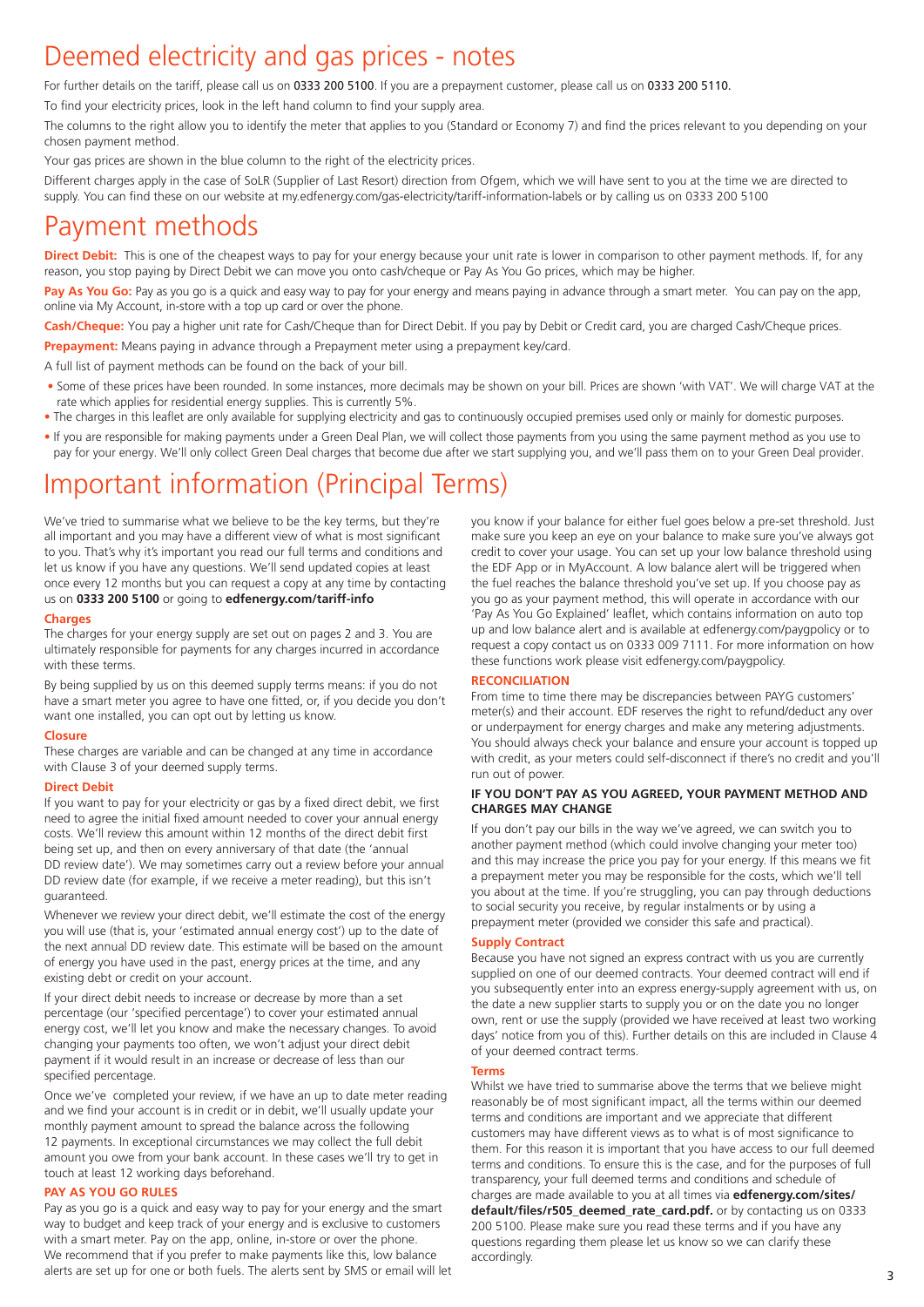# Deemed electricity and gas prices - notes

For further details on the tariff, please call us on 0333 200 5100. If you are a prepayment customer, please call us on 0333 200 5110.

To find your electricity prices, look in the left hand column to find your supply area.

The columns to the right allow you to identify the meter that applies to you (Standard or Economy 7) and find the prices relevant to you depending on your chosen payment method.

Your gas prices are shown in the blue column to the right of the electricity prices.

Different charges apply in the case of SoLR (Supplier of Last Resort) direction from Ofgem, which we will have sent to you at the time we are directed to supply. You can find these on our website at my.edfenergy.com/gas-electricity/tariff-information-labels or by calling us on 0333 200 5100

# Payment methods

**Direct Debit:** This is one of the cheapest ways to pay for your energy because your unit rate is lower in comparison to other payment methods. If, for any reason, you stop paying by Direct Debit we can move you onto cash/cheque or Pay As You Go prices, which may be higher.

**Pay As You Go:** Pay as you go is a quick and easy way to pay for your energy and means paying in advance through a smart meter. You can pay on the app, online via My Account, in-store with a top up card or over the phone.

**Cash/Cheque:** You pay a higher unit rate for Cash/Cheque than for Direct Debit. If you pay by Debit or Credit card, you are charged Cash/Cheque prices.

**Prepayment:** Means paying in advance through a Prepayment meter using a prepayment key/card.

A full list of payment methods can be found on the back of your bill.

- Some of these prices have been rounded. In some instances, more decimals may be shown on your bill. Prices are shown 'with VAT'. We will charge VAT at the rate which applies for residential energy supplies. This is currently 5%.
- The charges in this leaflet are only available for supplying electricity and gas to continuously occupied premises used only or mainly for domestic purposes.
- If you are responsible for making payments under a Green Deal Plan, we will collect those payments from you using the same payment method as you use to pay for your energy. We'll only collect Green Deal charges that become due after we start supplying you, and we'll pass them on to your Green Deal provider.

# Important information (Principal Terms)

We've tried to summarise what we believe to be the key terms, but they're all important and you may have a different view of what is most significant to you. That's why it's important you read our full terms and conditions and let us know if you have any questions. We'll send updated copies at least once every 12 months but you can request a copy at any time by contacting us on **0333 200 5100** or going to **edfenergy.com/tariff-info**

### Charges

The charges for your energy supply are set out on pages 2 and 3. You are ultimately responsible for payments for any charges incurred in accordance with these terms.

By being supplied by us on this deemed supply terms means: if you do not have a smart meter you agree to have one fitted, or, if you decide you don't want one installed, you can opt out by letting us know.

### Closure

These charges are variable and can be changed at any time in accordance with Clause 3 of your deemed supply terms.

### Direct Debit

If you want to pay for your electricity or gas by a fixed direct debit, we first need to agree the initial fixed amount needed to cover your annual energy costs. We'll review this amount within 12 months of the direct debit first being set up, and then on every anniversary of that date (the 'annual DD review date'). We may sometimes carry out a review before your annual DD review date (for example, if we receive a meter reading), but this isn't guaranteed.

Whenever we review your direct debit, we'll estimate the cost of the energy you will use (that is, your 'estimated annual energy cost') up to the date of the next annual DD review date. This estimate will be based on the amount of energy you have used in the past, energy prices at the time, and any existing debt or credit on your account.

If your direct debit needs to increase or decrease by more than a set percentage (our 'specified percentage') to cover your estimated annual energy cost, we'll let you know and make the necessary changes. To avoid changing your payments too often, we won't adjust your direct debit payment if it would result in an increase or decrease of less than our specified percentage.

Once we've completed your review, if we have an up to date meter reading and we find your account is in credit or in debit, we'll usually update your monthly payment amount to spread the balance across the following 12 payments. In exceptional circumstances we may collect the full debit amount you owe from your bank account. In these cases we'll try to get in touch at least 12 working days beforehand.

### PAY AS YOU GO RULES

Pay as you go is a quick and easy way to pay for your energy and the smart way to budget and keep track of your energy and is exclusive to customers with a smart meter. Pay on the app, online, in-store or over the phone. We recommend that if you prefer to make payments like this, low balance alerts are set up for one or both fuels. The alerts sent by SMS or email will let you know if your balance for either fuel goes below a pre-set threshold. Just make sure you keep an eye on your balance to make sure you've always got credit to cover your usage. You can set up your low balance threshold using the EDF App or in MyAccount. A low balance alert will be triggered when the fuel reaches the balance threshold you've set up. If you choose pay as you go as your payment method, this will operate in accordance with our 'Pay As You Go Explained' leaflet, which contains information on auto top up and low balance alert and is available at edfenergy.com/paygpolicy or to request a copy contact us on 0333 009 7111. For more information on how these functions work please visit edfenergy.com/paygpolicy.

### RECONCILIATION

From time to time there may be discrepancies between PAYG customers' meter(s) and their account. EDF reserves the right to refund/deduct any over or underpayment for energy charges and make any metering adjustments. You should always check your balance and ensure your account is topped up with credit, as your meters could self-disconnect if there's no credit and you'll run out of power.

### IF YOU DON'T PAY AS YOU AGREED, YOUR PAYMENT METHOD AND CHARGES MAY CHANGE

If you don't pay our bills in the way we've agreed, we can switch you to another payment method (which could involve changing your meter too) and this may increase the price you pay for your energy. If this means we fit a prepayment meter you may be responsible for the costs, which we'll tell you about at the time. If you're struggling, you can pay through deductions to social security you receive, by regular instalments or by using a prepayment meter (provided we consider this safe and practical).

### Supply Contract

Because you have not signed an express contract with us you are currently supplied on one of our deemed contracts. Your deemed contract will end if you subsequently enter into an express energy-supply agreement with us, on the date a new supplier starts to supply you or on the date you no longer own, rent or use the supply (provided we have received at least two working days' notice from you of this). Further details on this are included in Clause 4 of your deemed contract terms.

### Terms

Whilst we have tried to summarise above the terms that we believe might reasonably be of most significant impact, all the terms within our deemed terms and conditions are important and we appreciate that different customers may have different views as to what is of most significance to them. For this reason it is important that you have access to our full deemed terms and conditions. To ensure this is the case, and for the purposes of full transparency, your full deemed terms and conditions and schedule of charges are made available to you at all times via **edfenergy.com/sites/default/files/r505_deemed_rate_card.pdf.** or by contacting us on 0333 200 5100. Please make sure you read these terms and if you have any questions regarding them please let us know so we can clarify these accordingly.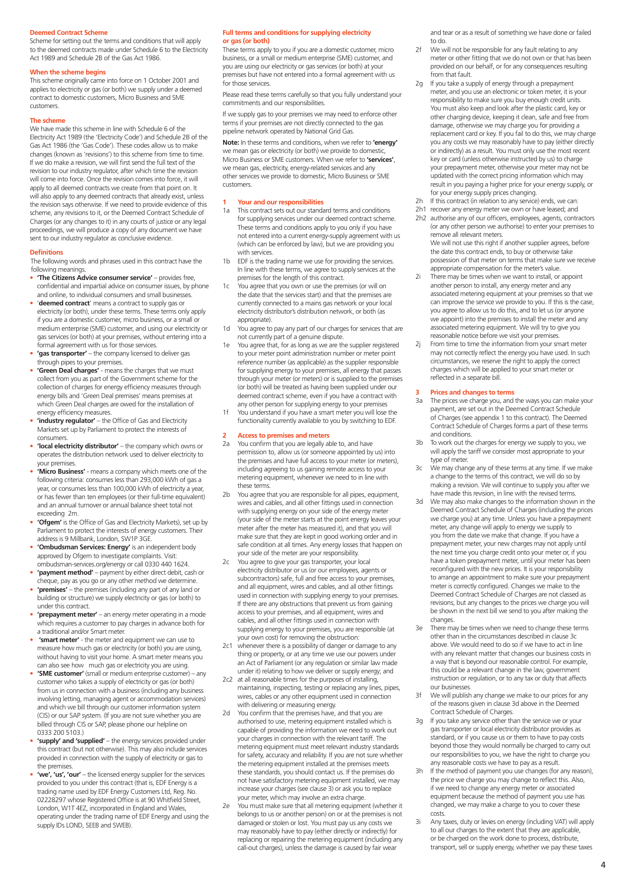## Deemed Contract Scheme

Scheme for setting out the terms and conditions that will apply to the deemed contracts made under Schedule 6 to the Electricity Act 1989 and Schedule 2B of the Gas Act 1986.

## When the scheme begins

This scheme originally came into force on 1 October 2001 and applies to electricity or gas (or both) we supply under a deemed contract to domestic customers, Micro Business and SME customers.

## The scheme

We have made this scheme in line with Schedule 6 of the Electricity Act 1989 (the 'Electricity Code') and Schedule 2B of the Gas Act 1986 (the 'Gas Code'). These codes allow us to make changes (known as 'revisions') to this scheme from time to time. If we do make a revision, we will first send the full text of the revision to our industry regulator, after which time the revision will come into force. Once the revision comes into force, it will apply to all deemed contracts we create from that point on. It will also apply to any deemed contracts that already exist, unless the revision says otherwise. If we need to provide evidence of this scheme, any revisions to it, or the Deemed Contract Schedule of Charges (or any changes to it) in any courts of justice or any legal proceedings, we will produce a copy of any document we have sent to our industry regulator as conclusive evidence.

## Definitions

The following words and phrases used in this contract have the following meanings.

- **'The Citizens Advice consumer service'** – provides free, confidential and impartial advice on consumer issues, by phone and online, to individual consumers and small businesses.
- '**deemed contract**' means a contract to supply gas or electricity (or both), under these terms. These terms only apply if you are a domestic customer, micro business, or a small or medium enterprise (SME) customer, and using our electricity or gas services (or both) at your premises, without entering into a formal agreement with us for those services.
- **'gas transporter'** – the company licensed to deliver gas through pipes to your premises.
- **'Green Deal charges'** - means the charges that we must collect from you as part of the Government scheme for the collection of charges for energy efficiency measures through energy bills and 'Green Deal premises' means premises at which Green Deal charges are owed for the installation of energy efficiency measures.
- **'industry regulator'** – the Office of Gas and Electricity Markets set up by Parliament to protect the interests of consumers.
- **'local electricity distributor'** – the company which owns or operates the distribution network used to deliver electricity to your premises.
- **'Micro Business'** - means a company which meets one of the following criteria: consumes less than 293,000 kWh of gas a year, or consumes less than 100,000 kWh of electricity a year, or has fewer than ten employees (or their full-time equivalent) and an annual turnover or annual balance sheet total not exceeding 2m.
- **'Ofgem'** is the Office of Gas and Electricity Markets), set up by Parliament to protect the interests of energy customers. Their address is 9 Millbank, London, SW1P 3GE.
- **'Ombudsman Services: Energy'** is an independent body approved by Ofgem to investigate complaints. Visit: ombudsman-services.org/energy or call 0330 440 1624.
- **'payment method'** – payment by either direct debit, cash or cheque, pay as you go or any other method we determine.
- **'premises'** – the premises (including any part of any land or building or structure) we supply electricity or gas (or both) to under this contract.
- **'prepayment meter'** – an energy meter operating in a mode which requires a customer to pay charges in advance both for a traditional and/or Smart meter.
- **'smart meter'** - the meter and equipment we can use to measure how much gas or electricity (or both) you are using, without having to visit your home. A smart meter means you can also see how much gas or electricity you are using.
- **'SME customer'** (small or medium enterprise customer) – any customer who takes a supply of electricity or gas (or both) from us in connection with a business (including any business involving letting, managing agent or accommodation services) and which we bill through our customer information system (CIS) or our SAP system. (If you are not sure whether you are billed through CIS or SAP, please phone our helpline on 0333 200 5103.)
- **'supply' and 'supplied'** – the energy services provided under this contract (but not otherwise). This may also include services provided in connection with the supply of electricity or gas to the premises.
- **'we', 'us', 'our'** – the licensed energy supplier for the services provided to you under this contract (that is, EDF Energy is a trading name used by EDF Energy Customers Ltd, Reg. No. 02228297 whose Registered Office is at 90 Whitfield Street, London, W1T 4EZ, incorporated in England and Wales, operating under the trading name of EDF Energy and using the supply IDs LOND, SEEB and SWEB).

## Full terms and conditions for supplying electricity or gas (or both)

These terms apply to you if you are a domestic customer, micro business, or a small or medium enterprise (SME) customer, and you are using our electricity or gas services (or both) at your premises but have not entered into a formal agreement with us for those services.

Please read these terms carefully so that you fully understand your commitments and our responsibilities.

If we supply gas to your premises we may need to enforce other terms if your premises are not directly connected to the gas pipeline network operated by National Grid Gas.

**Note:** In these terms and conditions, when we refer to **'energy'** we mean gas or electricity (or both) we provide to domestic, Micro Business or SME customers. When we refer to **'services'**, we mean gas, electricity, energy-related services and any other services we provide to domestic, Micro Business or SME customers.

### 1 Your and our responsibilities

1a This contract sets out our standard terms and conditions for supplying services under our deemed contract scheme. These terms and conditions apply to you only if you have not entered into a current energy-supply agreement with us (which can be enforced by law), but we are providing you with services.

1b EDF is the trading name we use for providing the services. In line with these terms, we agree to supply services at the premises for the length of this contract.

1c You agree that you own or use the premises (or will on the date that the services start) and that the premises are currently connected to a mains gas network or your local electricity distributor's distribution network, or both (as appropriate).

1d You agree to pay any part of our charges for services that are not currently part of a genuine dispute.

1e You agree that, for as long as we are the supplier registered to your meter point administration number or meter point reference number (as applicable) as the supplier responsible for supplying energy to your premises, all energy that passes through your meter (or meters) or is supplied to the premises (or both) will be treated as having been supplied under our deemed contract scheme, even if you have a contract with any other person for supplying energy to your premises

1f You understand if you have a smart meter you will lose the functionality currently available to you by switching to EDF.

### 2 Access to premises and meters

2a You confirm that you are legally able to, and have permission to, allow us (or someone appointed by us) into the premises and have full access to your meter (or meters), including agreeing to us gaining remote access to your metering equipment, whenever we need to in line with these terms.

2b You agree that you are responsible for all pipes, equipment, wires and cables, and all other fittings used in connection with supplying energy on your side of the energy meter (your side of the meter starts at the point energy leaves your meter after the meter has measured it), and that you will make sure that they are kept in good working order and in safe condition at all times. Any energy losses that happen on your side of the meter are your responsibility.

2c You agree to give your gas transporter, your local electricity distributor or us (or our employees, agents or subcontractors) safe, full and free access to your premises, and all equipment, wires and cables, and all other fittings used in connection with supplying energy to your premises. If there are any obstructions that prevent us from gaining access to your premises, and all equipment, wires and cables, and all other fittings used in connection with supplying energy to your premises, you are responsible (at your own cost) for removing the obstruction:

2c1 whenever there is a possibility of danger or damage to any thing or property, or at any time we use our powers under an Act of Parliament (or any regulation or similar law made under it) relating to how we deliver or supply energy; and

2c2 at all reasonable times for the purposes of installing, maintaining, inspecting, testing or replacing any lines, pipes, wires, cables or any other equipment used in connection with delivering or measuring energy.

2d You confirm that the premises have, and that you are authorised to use, metering equipment installed which is capable of providing the information we need to work out your charges in connection with the relevant tariff. The metering equipment must meet relevant industry standards for safety, accuracy and reliability. If you are not sure whether the metering equipment installed at the premises meets these standards, you should contact us. If the premises do not have satisfactory metering equipment installed, we may increase your charges (see clause 3) or ask you to replace the metering equipment, which may involve an extra charge.

2e You must make sure that all metering equipment (whether it belongs to us or another person) on or at the premises is not damaged or stolen or lost. You must pay us any costs we may reasonably have to pay (either directly or indirectly) for replacing or repairing the metering equipment (including any call-out charges), unless the damage is caused by fair wear and tear or as a result of something we have done or failed to do.

2f We will not be responsible for any fault relating to any meter or other fitting that we do not own or that has been provided on our behalf, or for any consequences resulting from that fault.

2g If you take a supply of energy through a prepayment meter, and you use an electronic or token meter, it is your responsibility to make sure you buy enough credit units. You must also keep and look after the plastic card, key or other charging device, keeping it clean, safe and free from damage, otherwise we may charge you for providing a replacement card or key. If you fail to do this, we may charge you any costs we may reasonably have to pay (either directly or indirectly) as a result. You must only use the most recent key or card (unless otherwise instructed by us) to charge your prepayment meter, otherwise your meter may not be updated with the correct pricing information which may result in you paying a higher price for your energy supply, or for your energy supply prices changing.

2h If this contract (in relation to any service) ends, we can:

2h1 recover any energy meter we own or have leased; and

2h2 authorise any of our officers, employees, agents, contractors (or any other person we authorise) to enter your premises to remove all relevant meters.
We will not use this right if another supplier agrees, before the date this contract ends, to buy or otherwise take possession of that meter on terms that make sure we receive appropriate compensation for the meter's value.

2i There may be times when we want to install, or appoint another person to install, any energy meter and any associated metering equipment at your premises so that we can improve the service we provide to you. If this is the case, you agree to allow us to do this, and to let us (or anyone we appoint) into the premises to install the meter and any associated metering equipment. We will try to give you reasonable notice before we visit your premises.

2j From time to time the information from your smart meter may not correctly reflect the energy you have used. In such circumstances, we reserve the right to apply the correct charges which will be applied to your smart meter or reflected in a separate bill.

### 3 Prices and changes to terms

3a The prices we charge you, and the ways you can make your payment, are set out in the Deemed Contract Schedule of Charges (see appendix 1 to this contract). The Deemed Contract Schedule of Charges forms a part of these terms and conditions.

3b To work out the charges for energy we supply to you, we will apply the tariff we consider most appropriate to your type of meter.

3c We may change any of these terms at any time. If we make a change to the terms of this contract, we will do so by making a revision. We will continue to supply you after we have made this revision, in line with the revised terms.

3d We may also make changes to the information shown in the Deemed Contract Schedule of Charges (including the prices we charge you) at any time. Unless you have a prepayment meter, any change will apply to energy we supply to you from the date we make that change. If you have a prepayment meter, your new charges may not apply until the next time you charge credit onto your meter or, if you have a token prepayment meter, until your meter has been reconfigured with the new prices. It is your responsibility to arrange an appointment to make sure your prepayment meter is correctly configured. Changes we make to the Deemed Contract Schedule of Charges are not classed as revisions, but any changes to the prices we charge you will be shown in the next bill we send to you after making the changes.

3e There may be times when we need to change these terms other than in the circumstances described in clause 3c above. We would need to do so if we have to act in line with any relevant matter that changes our business costs in a way that is beyond our reasonable control. For example, this could be a relevant change in the law, government instruction or regulation, or to any tax or duty that affects our businesses.

3f We will publish any change we make to our prices for any of the reasons given in clause 3d above in the Deemed Contract Schedule of Charges.

3g If you take any service other than the service we or your gas transporter or local electricity distributor provides as standard, or if you cause us or them to have to pay costs beyond those they would normally be charged to carry out our responsibilities to you, we have the right to charge you any reasonable costs we have to pay as a result.

3h If the method of payment you use changes (for any reason), the price we charge you may change to reflect this. Also, if we need to change any energy meter or associated equipment because the method of payment you use has changed, we may make a charge to you to cover these costs.

3i Any taxes, duty or levies on energy (including VAT) will apply to all our charges to the extent that they are applicable, or be charged on the work done to process, distribute, transport, sell or supply energy, whether we pay these taxes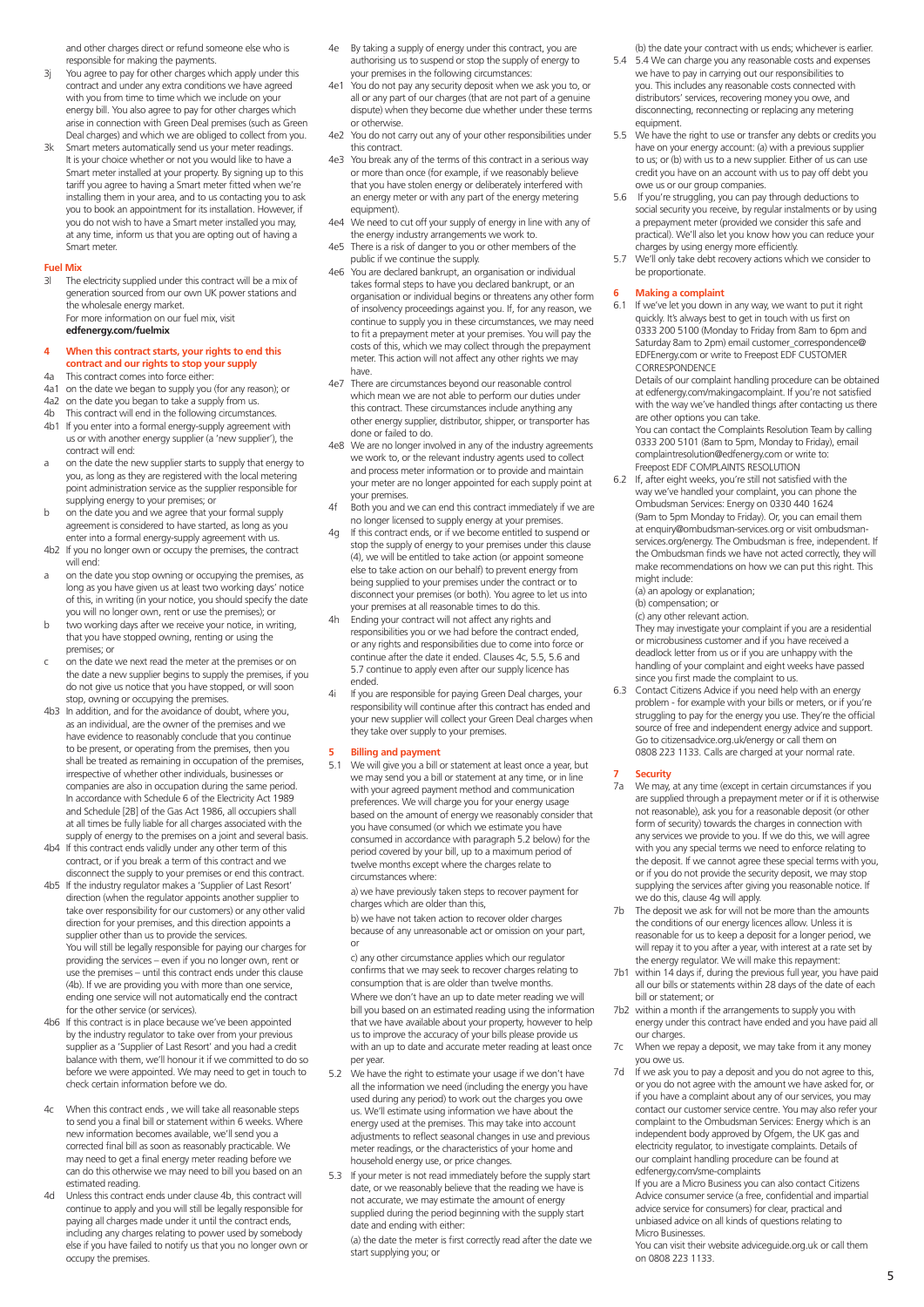and other charges direct or refund someone else who is responsible for making the payments.

3j You agree to pay for other charges which apply under this contract and under any extra conditions we have agreed with you from time to time which we include on your energy bill. You also agree to pay for other charges which arise in connection with Green Deal premises (such as Green Deal charges) and which we are obliged to collect from you.

3k Smart meters automatically send us your meter readings. It is your choice whether or not you would like to have a Smart meter installed at your property. By signing up to this tariff you agree to having a Smart meter fitted when we're installing them in your area, and to us contacting you to ask you to book an appointment for its installation. However, if you do not wish to have a Smart meter installed you may, at any time, inform us that you are opting out of having a Smart meter.

## Fuel Mix

3l The electricity supplied under this contract will be a mix of generation sourced from our own UK power stations and the wholesale energy market.
For more information on our fuel mix, visit **edfenergy.com/fuelmix**

## 4 When this contract starts, your rights to end this contract and our rights to stop your supply

4a This contract comes into force either:

4a1 on the date we began to supply you (for any reason); or

4a2 on the date you began to take a supply from us.

4b This contract will end in the following circumstances.

4b1 If you enter into a formal energy-supply agreement with us or with another energy supplier (a 'new supplier'), the contract will end:

a on the date the new supplier starts to supply that energy to you, as long as they are registered with the local metering point administration service as the supplier responsible for supplying energy to your premises; or

b on the date you and we agree that your formal supply agreement is considered to have started, as long as you enter into a formal energy-supply agreement with us.

4b2 If you no longer own or occupy the premises, the contract will end:

a on the date you stop owning or occupying the premises, as long as you have given us at least two working days' notice of this, in writing (in your notice, you should specify the date you will no longer own, rent or use the premises); or

b two working days after we receive your notice, in writing, that you have stopped owning, renting or using the premises; or

c on the date we next read the meter at the premises or on the date a new supplier begins to supply the premises, if you do not give us notice that you have stopped, or will soon stop, owning or occupying the premises.

4b3 In addition, and for the avoidance of doubt, where you, as an individual, are the owner of the premises and we have evidence to reasonably conclude that you continue to be present, or operating from the premises, then you shall be treated as remaining in occupation of the premises, irrespective of whether other individuals, businesses or companies are also in occupation during the same period. In accordance with Schedule 6 of the Electricity Act 1989 and Schedule [2B] of the Gas Act 1986, all occupiers shall at all times be fully liable for all charges associated with the supply of energy to the premises on a joint and several basis.

4b4 If this contract ends validly under any other term of this contract, or if you break a term of this contract and we disconnect the supply to your premises or end this contract.

4b5 If the industry regulator makes a 'Supplier of Last Resort' direction (when the regulator appoints another supplier to take over responsibility for our customers) or any other valid direction for your premises, and this direction appoints a supplier other than us to provide the services.
You will still be legally responsible for paying our charges for providing the services – even if you no longer own, rent or use the premises – until this contract ends under this clause (4b). If we are providing you with more than one service, ending one service will not automatically end the contract for the other service (or services).

4b6 If this contract is in place because we've been appointed by the industry regulator to take over from your previous supplier as a 'Supplier of Last Resort' and you had a credit balance with them, we'll honour it if we committed to do so before we were appointed. We may need to get in touch to check certain information before we do.

4c When this contract ends , we will take all reasonable steps to send you a final bill or statement within 6 weeks. Where new information becomes available, we'll send you a corrected final bill as soon as reasonably practicable. We may need to get a final energy meter reading before we can do this otherwise we may need to bill you based on an estimated reading.

4d Unless this contract ends under clause 4b, this contract will continue to apply and you will still be legally responsible for paying all charges made under it until the contract ends, including any charges relating to power used by somebody else if you have failed to notify us that you no longer own or occupy the premises.

4e By taking a supply of energy under this contract, you are authorising us to suspend or stop the supply of energy to your premises in the following circumstances:

4e1 You do not pay any security deposit when we ask you to, or all or any part of your charges (that are not part of a genuine dispute) when they become due whether under these terms or otherwise.

4e2 You do not carry out any of your other responsibilities under this contract.

4e3 You break any of the terms of this contract in a serious way or more than once (for example, if we reasonably believe that you have stolen energy or deliberately interfered with an energy meter or with any part of the energy metering equipment).

4e4 We need to cut off your supply of energy in line with any of the energy industry arrangements we work to.

4e5 There is a risk of danger to you or other members of the public if we continue the supply.

4e6 You are declared bankrupt, an organisation or individual takes formal steps to have you declared bankrupt, or an organisation or individual begins or threatens any other form of insolvency proceedings against you. If, for any reason, we continue to supply you in these circumstances, we may need to fit a prepayment meter at your premises. You will pay the costs of this, which we may collect through the prepayment meter. This action will not affect any other rights we may have.

4e7 There are circumstances beyond our reasonable control which mean we are not able to perform our duties under this contract. These circumstances include anything any other energy supplier, distributor, shipper, or transporter has done or failed to do.

4e8 We are no longer involved in any of the industry agreements we work to, or the relevant industry agents used to collect and process meter information or to provide and maintain your meter are no longer appointed for each supply point at your premises.

4f Both you and we can end this contract immediately if we are no longer licensed to supply energy at your premises.

4g If this contract ends, or if we become entitled to suspend or stop the supply of energy to your premises under this clause (4), we will be entitled to take action (or appoint someone else to take action on our behalf) to prevent energy from being supplied to your premises under the contract or to disconnect your premises (or both). You agree to let us into your premises at all reasonable times to do this.

4h Ending your contract will not affect any rights and responsibilities you or we had before the contract ended, or any rights and responsibilities due to come into force or continue after the date it ended. Clauses 4c, 5.5, 5.6 and 5.7 continue to apply even after our supply licence has ended.

4i If you are responsible for paying Green Deal charges, your responsibility will continue after this contract has ended and your new supplier will collect your Green Deal charges when they take over supply to your premises.

## 5 Billing and payment

5.1 We will give you a bill or statement at least once a year, but we may send you a bill or statement at any time, or in line with your agreed payment method and communication preferences. We will charge you for your energy usage based on the amount of energy we reasonably consider that you have consumed (or which we estimate you have consumed in accordance with paragraph 5.2 below) for the period covered by your bill, up to a maximum period of twelve months except where the charges relate to circumstances where:

a) we have previously taken steps to recover payment for charges which are older than this,

b) we have not taken action to recover older charges because of any unreasonable act or omission on your part, or

c) any other circumstance applies which our regulator confirms that we may seek to recover charges relating to consumption that is are older than twelve months.

Where we don't have an up to date meter reading we will bill you based on an estimated reading using the information that we have available about your property, however to help us to improve the accuracy of your bills please provide us with an up to date and accurate meter reading at least once per year.

5.2 We have the right to estimate your usage if we don't have all the information we need (including the energy you have used during any period) to work out the charges you owe us. We'll estimate using information we have about the energy used at the premises. This may take into account adjustments to reflect seasonal changes in use and previous meter readings, or the characteristics of your home and household energy use, or price changes.

5.3 If your meter is not read immediately before the supply start date, or we reasonably believe that the reading we have is not accurate, we may estimate the amount of energy supplied during the period beginning with the supply start date and ending with either:

(a) the date the meter is first correctly read after the date we start supplying you; or

(b) the date your contract with us ends; whichever is earlier.

5.4 5.4 We can charge you any reasonable costs and expenses we have to pay in carrying out our responsibilities to you. This includes any reasonable costs connected with distributors' services, recovering money you owe, and disconnecting, reconnecting or replacing any metering equipment.

5.5 We have the right to use or transfer any debts or credits you have on your energy account: (a) with a previous supplier to us; or (b) with us to a new supplier. Either of us can use credit you have on an account with us to pay off debt you owe us or our group companies.

5.6 If you're struggling, you can pay through deductions to social security you receive, by regular instalments or by using a prepayment meter (provided we consider this safe and practical). We'll also let you know how you can reduce your charges by using energy more efficiently.

5.7 We'll only take debt recovery actions which we consider to be proportionate.

## 6 Making a complaint

6.1 If we've let you down in any way, we want to put it right quickly. It's always best to get in touch with us first on 0333 200 5100 (Monday to Friday from 8am to 6pm and Saturday 8am to 2pm) email customer_correspondence@EDFEnergy.com or write to Freepost EDF CUSTOMER CORRESPONDENCE
Details of our complaint handling procedure can be obtained at edfenergy.com/makingacomplaint. If you're not satisfied with the way we've handled things after contacting us there are other options you can take.
You can contact the Complaints Resolution Team by calling 0333 200 5101 (8am to 5pm, Monday to Friday), email complaintresolution@edfenergy.com or write to: Freepost EDF COMPLAINTS RESOLUTION

6.2 If, after eight weeks, you're still not satisfied with the way we've handled your complaint, you can phone the Ombudsman Services: Energy on 0330 440 1624 (9am to 5pm Monday to Friday). Or, you can email them at enquiry@ombudsman-services.org or visit ombudsman-services.org/energy. The Ombudsman is free, independent. If the Ombudsman finds we have not acted correctly, they will make recommendations on how we can put this right. This might include:
(a) an apology or explanation;
(b) compensation; or
(c) any other relevant action.
They may investigate your complaint if you are a residential or microbusiness customer and if you have received a deadlock letter from us or if you are unhappy with the handling of your complaint and eight weeks have passed since you first made the complaint to us.

6.3 Contact Citizens Advice if you need help with an energy problem - for example with your bills or meters, or if you're struggling to pay for the energy you use. They're the official source of free and independent energy advice and support. Go to citizensadvice.org.uk/energy or call them on 0808 223 1133. Calls are charged at your normal rate.

## 7 Security

7a We may, at any time (except in certain circumstances if you are supplied through a prepayment meter or if it is otherwise not reasonable), ask you for a reasonable deposit (or other form of security) towards the charges in connection with any services we provide to you. If we do this, we will agree with you any special terms we need to enforce relating to the deposit. If we cannot agree these special terms with you, or if you do not provide the security deposit, we may stop supplying the services after giving you reasonable notice. If we do this, clause 4g will apply.

7b The deposit we ask for will not be more than the amounts the conditions of our energy licences allow. Unless it is reasonable for us to keep a deposit for a longer period, we will repay it to you after a year, with interest at a rate set by the energy regulator. We will make this repayment:

7b1 within 14 days if, during the previous full year, you have paid all our bills or statements within 28 days of the date of each bill or statement; or

7b2 within a month if the arrangements to supply you with energy under this contract have ended and you have paid all our charges.

7c When we repay a deposit, we may take from it any money you owe us.

7d If we ask you to pay a deposit and you do not agree to this, or you do not agree with the amount we have asked for, or if you have a complaint about any of our services, you may contact our customer service centre. You may also refer your complaint to the Ombudsman Services: Energy which is an independent body approved by Ofgem, the UK gas and electricity regulator, to investigate complaints. Details of our complaint handling procedure can be found at edfenergy.com/sme-complaints
If you are a Micro Business you can also contact Citizens Advice consumer service (a free, confidential and impartial advice service for consumers) for clear, practical and unbiased advice on all kinds of questions relating to Micro Businesses.
You can visit their website adviceguide.org.uk or call them on 0808 223 1133.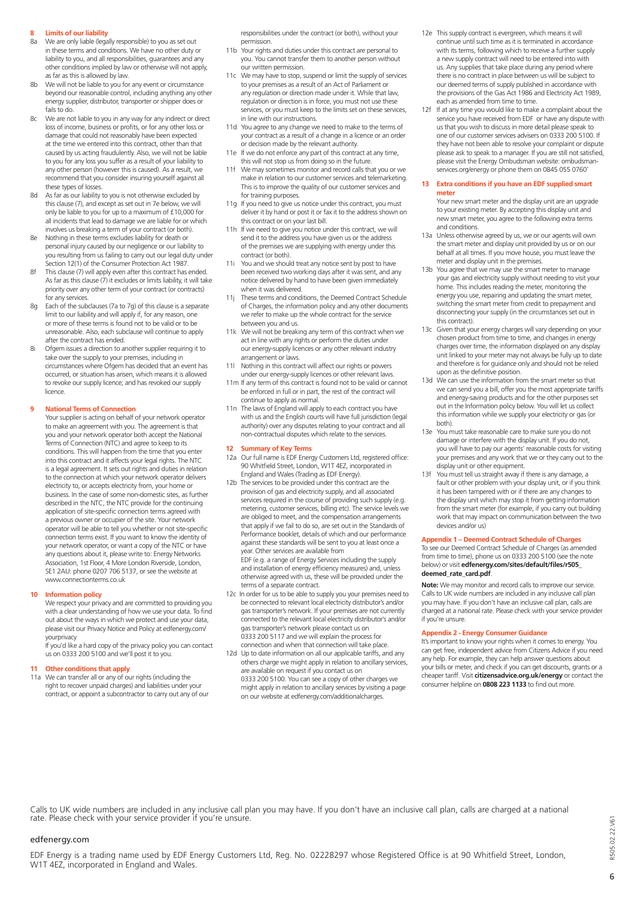## 8 Limits of our liability

8a We are only liable (legally responsible) to you as set out in these terms and conditions. We have no other duty or liability to you, and all responsibilities, guarantees and any other conditions implied by law or otherwise will not apply, as far as this is allowed by law.

8b We will not be liable to you for any event or circumstance beyond our reasonable control, including anything any other energy supplier, distributor, transporter or shipper does or fails to do.

8c We are not liable to you in any way for any indirect or direct loss of income, business or profits, or for any other loss or damage that could not reasonably have been expected at the time we entered into this contract, other than that caused by us acting fraudulently. Also, we will not be liable to you for any loss you suffer as a result of your liability to any other person (however this is caused). As a result, we recommend that you consider insuring yourself against all these types of losses.

8d As far as our liability to you is not otherwise excluded by this clause (7), and except as set out in 7e below, we will only be liable to you for up to a maximum of £10,000 for all incidents that lead to damage we are liable for or which involves us breaking a term of your contract (or both).

8e Nothing in these terms excludes liability for death or personal injury caused by our negligence or our liability to you resulting from us failing to carry out our legal duty under Section 12(1) of the Consumer Protection Act 1987.

8f This clause (7) will apply even after this contract has ended. As far as this clause (7) it excludes or limits liability, it will take priority over any other term of your contract (or contracts) for any services.

8g Each of the subclauses (7a to 7g) of this clause is a separate limit to our liability and will apply if, for any reason, one or more of these terms is found not to be valid or to be unreasonable. Also, each subclause will continue to apply after the contract has ended.

8i Ofgem issues a direction to another supplier requiring it to take over the supply to your premises, including in circumstances where Ofgem has decided that an event has occurred, or situation has arisen, which means it is allowed to revoke our supply licence; and has revoked our supply licence.

## 9 National Terms of Connection

Your supplier is acting on behalf of your network operator to make an agreement with you. The agreement is that you and your network operator both accept the National Terms of Connection (NTC) and agree to keep to its conditions. This will happen from the time that you enter into this contract and it affects your legal rights. The NTC is a legal agreement. It sets out rights and duties in relation to the connection at which your network operator delivers electricity to, or accepts electricity from, your home or business. In the case of some non-domestic sites, as further described in the NTC, the NTC provide for the continuing application of site-specific connection terms agreed with a previous owner or occupier of the site. Your network operator will be able to tell you whether or not site-specific connection terms exist. If you want to know the identity of your network operator, or want a copy of the NTC or have any questions about it, please write to: Energy Networks Association, 1st Floor, 4 More London Riverside, London, SE1 2AU: phone 0207 706 5137, or see the website at www.connectionterms.co.uk

## 10 Information policy

We respect your privacy and are committed to providing you with a clear understanding of how we use your data. To find out about the ways in which we protect and use your data, please visit our Privacy Notice and Policy at edfenergy.com/yourprivacy

If you'd like a hard copy of the privacy policy you can contact us on 0333 200 5100 and we'll post it to you.

## 11 Other conditions that apply

11a We can transfer all or any of our rights (including the right to recover unpaid charges) and liabilities under your contract, or appoint a subcontractor to carry out any of our responsibilities under the contract (or both), without your permission.

11b Your rights and duties under this contract are personal to you. You cannot transfer them to another person without our written permission.

11c We may have to stop, suspend or limit the supply of services to your premises as a result of an Act of Parliament or any regulation or direction made under it. While that law, regulation or direction is in force, you must not use these services, or you must keep to the limits set on these services, in line with our instructions.

11d You agree to any change we need to make to the terms of your contract as a result of a change in a licence or an order or decision made by the relevant authority.

11e If we do not enforce any part of this contract at any time, this will not stop us from doing so in the future.

11f We may sometimes monitor and record calls that you or we make in relation to our customer services and telemarketing. This is to improve the quality of our customer services and for training purposes.

11g If you need to give us notice under this contract, you must deliver it by hand or post it or fax it to the address shown on this contract or on your last bill.

11h If we need to give you notice under this contract, we will send it to the address you have given us or the address of the premises we are supplying with energy under this contract (or both).

11i You and we should treat any notice sent by post to have been received two working days after it was sent, and any notice delivered by hand to have been given immediately when it was delivered.

11j These terms and conditions, the Deemed Contract Schedule of Charges, the information policy and any other documents we refer to make up the whole contract for the service between you and us.

11k We will not be breaking any term of this contract when we act in line with any rights or perform the duties under our energy-supply licences or any other relevant industry arrangement or laws.

11l Nothing in this contract will affect our rights or powers under our energy-supply licences or other relevant laws.

11m If any term of this contract is found not to be valid or cannot be enforced in full or in part, the rest of the contract will continue to apply as normal.

11n The laws of England will apply to each contract you have with us and the English courts will have full jurisdiction (legal authority) over any disputes relating to your contract and all non-contractual disputes which relate to the services.

## 12 Summary of Key Terms

12a Our full name is EDF Energy Customers Ltd, registered office: 90 Whitfield Street, London, W1T 4EZ, incorporated in England and Wales (Trading as EDF Energy).

12b The services to be provided under this contract are the provision of gas and electricity supply, and all associated services required in the course of providing such supply (e.g. metering, customer services, billing etc). The service levels we are obliged to meet, and the compensation arrangements that apply if we fail to do so, are set out in the Standards of Performance booklet, details of which and our performance against these standards will be sent to you at least once a year. Other services are available from EDF (e.g. a range of Energy Services including the supply and installation of energy efficiency measures) and, unless otherwise agreed with us, these will be provided under the terms of a separate contract.

12c In order for us to be able to supply you your premises need to be connected to relevant local electricity distributor's and/or gas transporter's network. If your premises are not currently connected to the relevant local electricity distributor's and/or gas transporter's network please contact us on 0333 200 5117 and we will explain the process for connection and when that connection will take place.

12d Up to date information on all our applicable tariffs, and any others charge we might apply in relation to ancillary services, are available on request if you contact us on 0333 200 5100. You can see a copy of other charges we might apply in relation to ancillary services by visiting a page on our website at edfenergy.com/additionalcharges.

12e This supply contract is evergreen, which means it will continue until such time as it is terminated in accordance with its terms, following which to receive a further supply a new supply contract will need to be entered into with us. Any supplies that take place during any period where there is no contract in place between us will be subject to our deemed terms of supply published in accordance with the provisions of the Gas Act 1986 and Electricity Act 1989, each as amended from time to time.

12f If at any time you would like to make a complaint about the service you have received from EDF or have any dispute with us that you wish to discuss in more detail please speak to one of our customer services advisers on 0333 200 5100. If they have not been able to resolve your complaint or dispute please ask to speak to a manager. If you are still not satisfied, please visit the Energy Ombudsman website: ombudsman-services.org/energy or phone them on 0845 055 0760*

## 13 Extra conditions if you have an EDF supplied smart meter

Your new smart meter and the display unit are an upgrade to your existing meter. By accepting this display unit and new smart meter, you agree to the following extra terms and conditions.

13a Unless otherwise agreed by us, we or our agents will own the smart meter and display unit provided by us or on our behalf at all times. If you move house, you must leave the meter and display unit in the premises.

13b You agree that we may use the smart meter to manage your gas and electricity supply without needing to visit your home. This includes reading the meter, monitoring the energy you use, repairing and updating the smart meter, switching the smart meter from credit to prepayment and disconnecting your supply (in the circumstances set out in this contract).

13c Given that your energy charges will vary depending on your chosen product from time to time, and changes in energy charges over time, the information displayed on any display unit linked to your meter may not always be fully up to date and therefore is for guidance only and should not be relied upon as the definitive position.

13d We can use the information from the smart meter so that we can send you a bill, offer you the most appropriate tariffs and energy-saving products and for the other purposes set out in the Information policy below. You will let us collect this information while we supply your electricity or gas (or both).

13e You must take reasonable care to make sure you do not damage or interfere with the display unit. If you do not, you will have to pay our agents' reasonable costs for visiting your premises and any work that we or they carry out to the display unit or other equipment.

13f You must tell us straight away if there is any damage, a fault or other problem with your display unit, or if you think it has been tampered with or if there are any changes to the display unit which may stop it from getting information from the smart meter (for example, if you carry out building work that may impact on communication between the two devices and/or us)

## Appendix 1 – Deemed Contract Schedule of Charges

To see our Deemed Contract Schedule of Charges (as amended from time to time), phone us on 0333 200 5100 (see the note below) or visit **edfenergy.com/sites/default/files/r505_deemed_rate_card.pdf**.

**Note:** We may monitor and record calls to improve our service. Calls to UK wide numbers are included in any inclusive call plan you may have. If you don't have an inclusive call plan, calls are charged at a national rate. Please check with your service provider if you're unsure.

## Appendix 2 - Energy Consumer Guidance

It's important to know your rights when it comes to energy. You can get free, independent advice from Citizens Advice if you need any help. For example, they can help answer questions about your bills or meter, and check if you can get discounts, grants or a cheaper tariff. Visit **citizensadvice.org.uk/energy** or contact the consumer helpline on **0808 223 1133** to find out more.

Calls to UK wide numbers are included in any inclusive call plan you may have. If you don't have an inclusive call plan, calls are charged at a national rate. Please check with your service provider if you're unsure.

edfenergy.com

EDF Energy is a trading name used by EDF Energy Customers Ltd, Reg. No. 02228297 whose Registered Office is at 90 Whitfield Street, London, W1T 4EZ, incorporated in England and Wales.

R505.02.22.V61